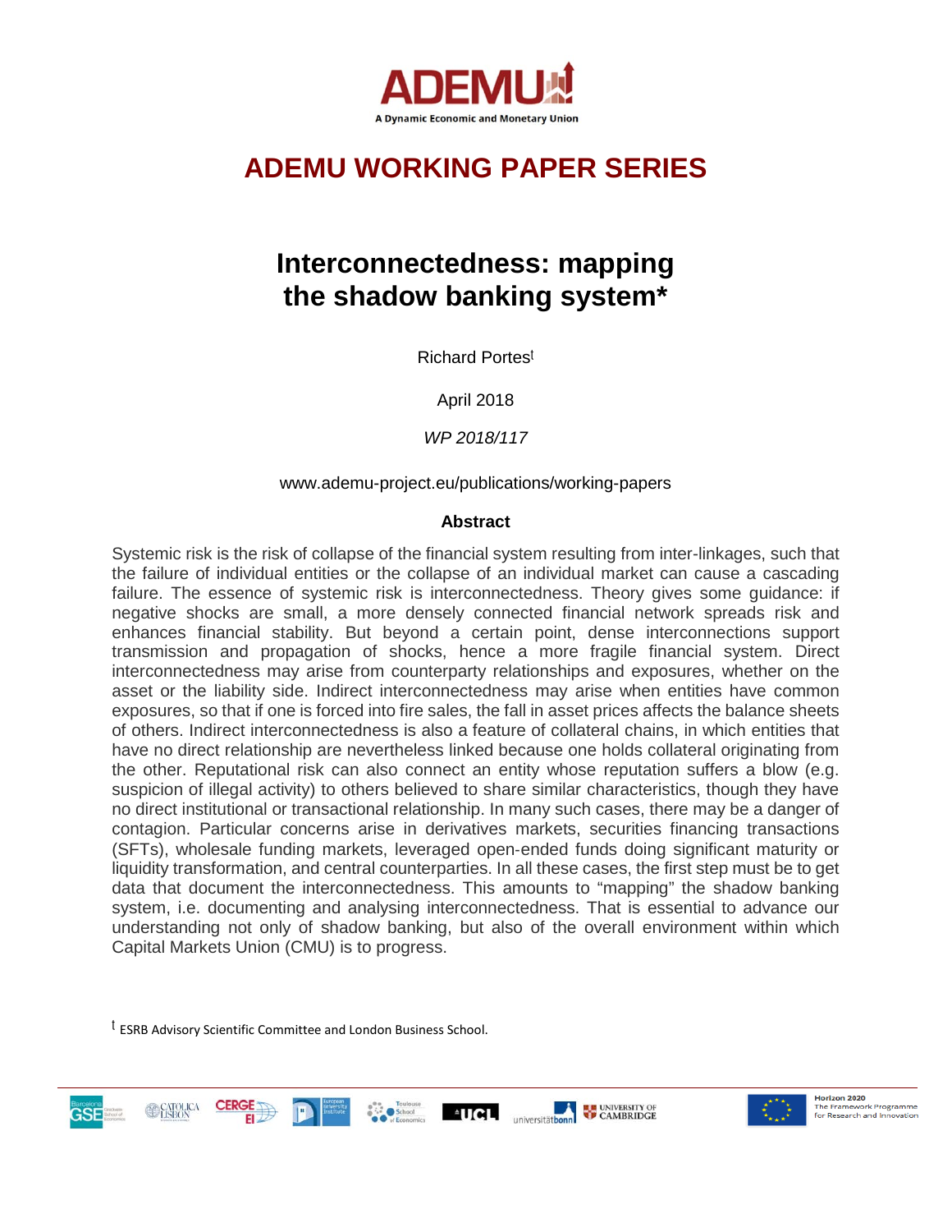ADEMU

A Dynamic Economic and Monetary Union

# ADEMU WORKING PAPER SERIES

# Interconnectedness: mapping the shadow banking system*

Richard Portes[t]

April 2018

*WP 2018/117*

www.ademu-project.eu/publications/working-papers

**Abstract**

Systemic risk is the risk of collapse of the financial system resulting from inter-linkages, such that the failure of individual entities or the collapse of an individual market can cause a cascading failure. The essence of systemic risk is interconnectedness. Theory gives some guidance: if negative shocks are small, a more densely connected financial network spreads risk and enhances financial stability. But beyond a certain point, dense interconnections support transmission and propagation of shocks, hence a more fragile financial system. Direct interconnectedness may arise from counterparty relationships and exposures, whether on the asset or the liability side. Indirect interconnectedness may arise when entities have common exposures, so that if one is forced into fire sales, the fall in asset prices affects the balance sheets of others. Indirect interconnectedness is also a feature of collateral chains, in which entities that have no direct relationship are nevertheless linked because one holds collateral originating from the other. Reputational risk can also connect an entity whose reputation suffers a blow (e.g. suspicion of illegal activity) to others believed to share similar characteristics, though they have no direct institutional or transactional relationship. In many such cases, there may be a danger of contagion. Particular concerns arise in derivatives markets, securities financing transactions (SFTs), wholesale funding markets, leveraged open-ended funds doing significant maturity or liquidity transformation, and central counterparties. In all these cases, the first step must be to get data that document the interconnectedness. This amounts to "mapping" the shadow banking system, i.e. documenting and analysing interconnectedness. That is essential to advance our understanding not only of shadow banking, but also of the overall environment within which Capital Markets Union (CMU) is to progress.

[t] ESRB Advisory Scientific Committee and London Business School.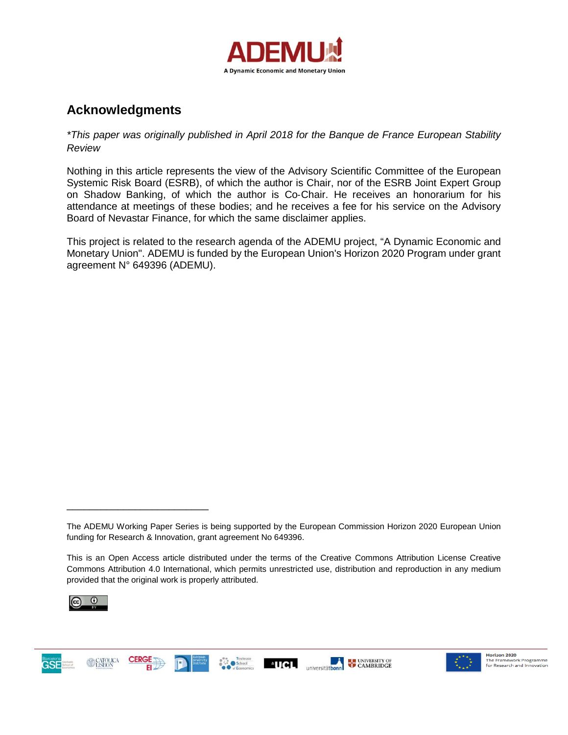## Acknowledgments

*\*This paper was originally published in April 2018 for the Banque de France European Stability Review*

Nothing in this article represents the view of the Advisory Scientific Committee of the European Systemic Risk Board (ESRB), of which the author is Chair, nor of the ESRB Joint Expert Group on Shadow Banking, of which the author is Co-Chair. He receives an honorarium for his attendance at meetings of these bodies; and he receives a fee for his service on the Advisory Board of Nevastar Finance, for which the same disclaimer applies.

This project is related to the research agenda of the ADEMU project, "A Dynamic Economic and Monetary Union". ADEMU is funded by the European Union's Horizon 2020 Program under grant agreement N° 649396 (ADEMU).

---

The ADEMU Working Paper Series is being supported by the European Commission Horizon 2020 European Union funding for Research & Innovation, grant agreement No 649396.

This is an Open Access article distributed under the terms of the Creative Commons Attribution License Creative Commons Attribution 4.0 International, which permits unrestricted use, distribution and reproduction in any medium provided that the original work is properly attributed.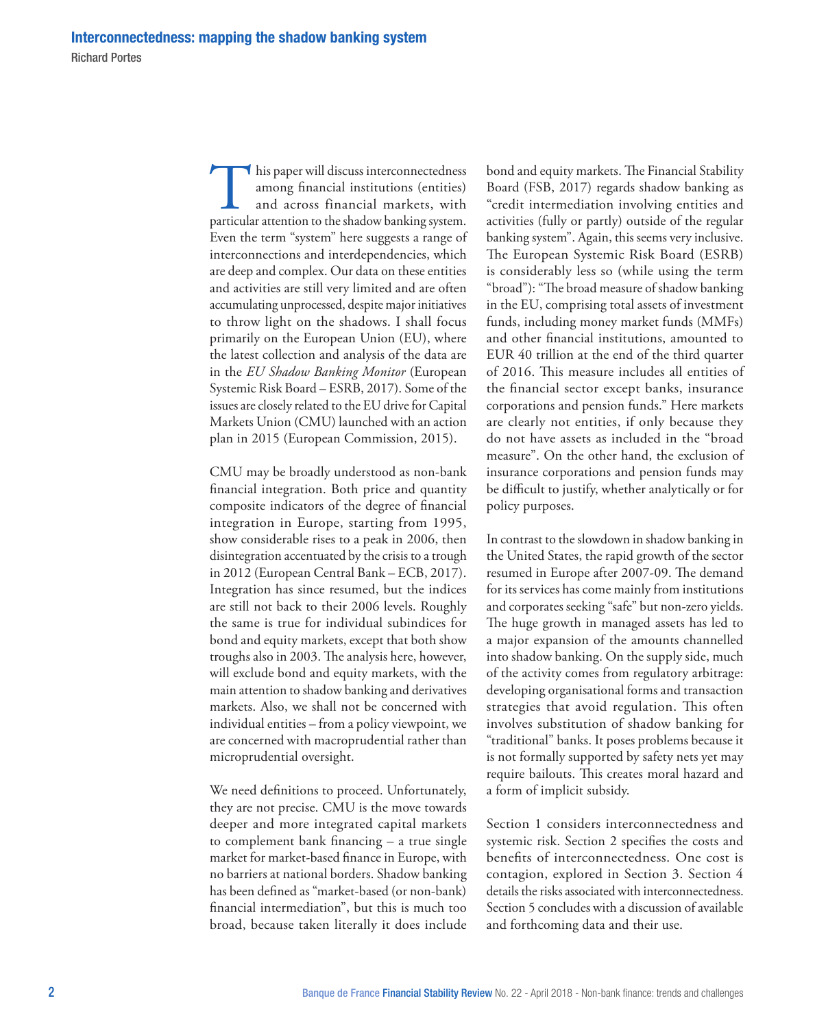# Interconnectedness: mapping the shadow banking system

Richard Portes

This paper will discuss interconnectedness among financial institutions (entities) and across financial markets, with particular attention to the shadow banking system. Even the term "system" here suggests a range of interconnections and interdependencies, which are deep and complex. Our data on these entities and activities are still very limited and are often accumulating unprocessed, despite major initiatives to throw light on the shadows. I shall focus primarily on the European Union (EU), where the latest collection and analysis of the data are in the *EU Shadow Banking Monitor* (European Systemic Risk Board – ESRB, 2017). Some of the issues are closely related to the EU drive for Capital Markets Union (CMU) launched with an action plan in 2015 (European Commission, 2015).

CMU may be broadly understood as non-bank financial integration. Both price and quantity composite indicators of the degree of financial integration in Europe, starting from 1995, show considerable rises to a peak in 2006, then disintegration accentuated by the crisis to a trough in 2012 (European Central Bank – ECB, 2017). Integration has since resumed, but the indices are still not back to their 2006 levels. Roughly the same is true for individual subindices for bond and equity markets, except that both show troughs also in 2003. The analysis here, however, will exclude bond and equity markets, with the main attention to shadow banking and derivatives markets. Also, we shall not be concerned with individual entities – from a policy viewpoint, we are concerned with macroprudential rather than microprudential oversight.

We need definitions to proceed. Unfortunately, they are not precise. CMU is the move towards deeper and more integrated capital markets to complement bank financing – a true single market for market-based finance in Europe, with no barriers at national borders. Shadow banking has been defined as "market-based (or non-bank) financial intermediation", but this is much too broad, because taken literally it does include bond and equity markets. The Financial Stability Board (FSB, 2017) regards shadow banking as "credit intermediation involving entities and activities (fully or partly) outside of the regular banking system". Again, this seems very inclusive. The European Systemic Risk Board (ESRB) is considerably less so (while using the term "broad"): "The broad measure of shadow banking in the EU, comprising total assets of investment funds, including money market funds (MMFs) and other financial institutions, amounted to EUR 40 trillion at the end of the third quarter of 2016. This measure includes all entities of the financial sector except banks, insurance corporations and pension funds." Here markets are clearly not entities, if only because they do not have assets as included in the "broad measure". On the other hand, the exclusion of insurance corporations and pension funds may be difficult to justify, whether analytically or for policy purposes.

In contrast to the slowdown in shadow banking in the United States, the rapid growth of the sector resumed in Europe after 2007-09. The demand for its services has come mainly from institutions and corporates seeking "safe" but non-zero yields. The huge growth in managed assets has led to a major expansion of the amounts channelled into shadow banking. On the supply side, much of the activity comes from regulatory arbitrage: developing organisational forms and transaction strategies that avoid regulation. This often involves substitution of shadow banking for "traditional" banks. It poses problems because it is not formally supported by safety nets yet may require bailouts. This creates moral hazard and a form of implicit subsidy.

Section 1 considers interconnectedness and systemic risk. Section 2 specifies the costs and benefits of interconnectedness. One cost is contagion, explored in Section 3. Section 4 details the risks associated with interconnectedness. Section 5 concludes with a discussion of available and forthcoming data and their use.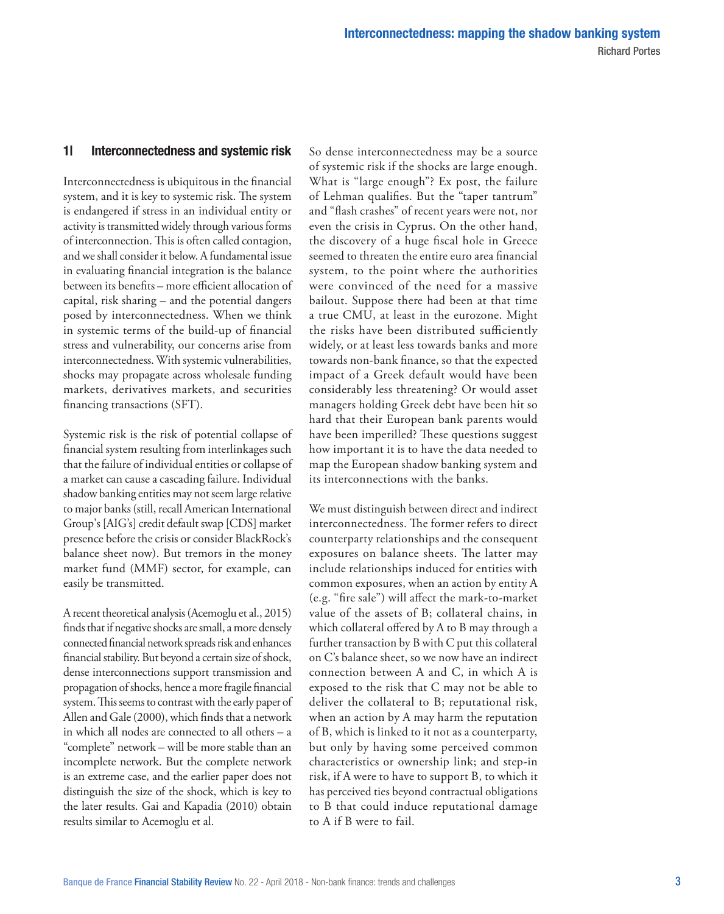## 1| Interconnectedness and systemic risk

Interconnectedness is ubiquitous in the financial system, and it is key to systemic risk. The system is endangered if stress in an individual entity or activity is transmitted widely through various forms of interconnection. This is often called contagion, and we shall consider it below. A fundamental issue in evaluating financial integration is the balance between its benefits – more efficient allocation of capital, risk sharing – and the potential dangers posed by interconnectedness. When we think in systemic terms of the build-up of financial stress and vulnerability, our concerns arise from interconnectedness. With systemic vulnerabilities, shocks may propagate across wholesale funding markets, derivatives markets, and securities financing transactions (SFT).

Systemic risk is the risk of potential collapse of financial system resulting from interlinkages such that the failure of individual entities or collapse of a market can cause a cascading failure. Individual shadow banking entities may not seem large relative to major banks (still, recall American International Group's [AIG's] credit default swap [CDS] market presence before the crisis or consider BlackRock's balance sheet now). But tremors in the money market fund (MMF) sector, for example, can easily be transmitted.

A recent theoretical analysis (Acemoglu et al., 2015) finds that if negative shocks are small, a more densely connected financial network spreads risk and enhances financial stability. But beyond a certain size of shock, dense interconnections support transmission and propagation of shocks, hence a more fragile financial system. This seems to contrast with the early paper of Allen and Gale (2000), which finds that a network in which all nodes are connected to all others – a "complete" network – will be more stable than an incomplete network. But the complete network is an extreme case, and the earlier paper does not distinguish the size of the shock, which is key to the later results. Gai and Kapadia (2010) obtain results similar to Acemoglu et al.

So dense interconnectedness may be a source of systemic risk if the shocks are large enough. What is "large enough"? Ex post, the failure of Lehman qualifies. But the "taper tantrum" and "flash crashes" of recent years were not, nor even the crisis in Cyprus. On the other hand, the discovery of a huge fiscal hole in Greece seemed to threaten the entire euro area financial system, to the point where the authorities were convinced of the need for a massive bailout. Suppose there had been at that time a true CMU, at least in the eurozone. Might the risks have been distributed sufficiently widely, or at least less towards banks and more towards non-bank finance, so that the expected impact of a Greek default would have been considerably less threatening? Or would asset managers holding Greek debt have been hit so hard that their European bank parents would have been imperilled? These questions suggest how important it is to have the data needed to map the European shadow banking system and its interconnections with the banks.

We must distinguish between direct and indirect interconnectedness. The former refers to direct counterparty relationships and the consequent exposures on balance sheets. The latter may include relationships induced for entities with common exposures, when an action by entity A (e.g. "fire sale") will affect the mark-to-market value of the assets of B; collateral chains, in which collateral offered by A to B may through a further transaction by B with C put this collateral on C's balance sheet, so we now have an indirect connection between A and C, in which A is exposed to the risk that C may not be able to deliver the collateral to B; reputational risk, when an action by A may harm the reputation of B, which is linked to it not as a counterparty, but only by having some perceived common characteristics or ownership link; and step-in risk, if A were to have to support B, to which it has perceived ties beyond contractual obligations to B that could induce reputational damage to A if B were to fail.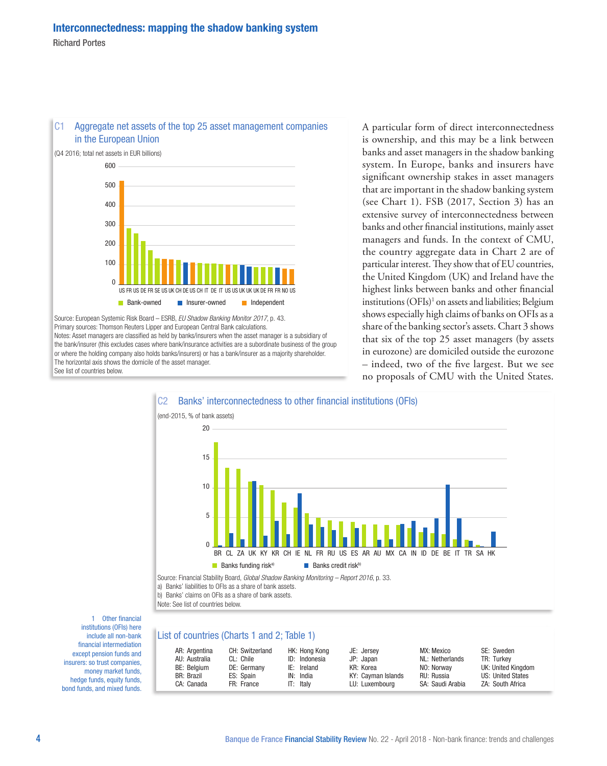### C1 Aggregate net assets of the top 25 asset management companies in the European Union

(Q4 2016; total net assets in EUR billions)

Source: European Systemic Risk Board – ESRB, *EU Shadow Banking Monitor 2017*, p. 43.
Primary sources: Thomson Reuters Lipper and European Central Bank calculations.
Notes: Asset managers are classified as held by banks/insurers when the asset manager is a subsidiary of the bank/insurer (this excludes cases where bank/insurance activities are a subordinate business of the group or where the holding company also holds banks/insurers) or has a bank/insurer as a majority shareholder.
The horizontal axis shows the domicile of the asset manager.
See list of countries below.

A particular form of direct interconnectedness is ownership, and this may be a link between banks and asset managers in the shadow banking system. In Europe, banks and insurers have significant ownership stakes in asset managers that are important in the shadow banking system (see Chart 1). FSB (2017, Section 3) has an extensive survey of interconnectedness between banks and other financial institutions, mainly asset managers and funds. In the context of CMU, the country aggregate data in Chart 2 are of particular interest. They show that of EU countries, the United Kingdom (UK) and Ireland have the highest links between banks and other financial institutions (OFIs)[1] on assets and liabilities; Belgium shows especially high claims of banks on OFIs as a share of the banking sector's assets. Chart 3 shows that six of the top 25 asset managers (by assets in eurozone) are domiciled outside the eurozone – indeed, two of the five largest. But we see no proposals of CMU with the United States.

### C2 Banks' interconnectedness to other financial institutions (OFIs)

(end-2015, % of bank assets)

Source: Financial Stability Board, *Global Shadow Banking Monitoring – Report 2016*, p. 33.
a) Banks' liabilities to OFIs as a share of bank assets.
b) Banks' claims on OFIs as a share of bank assets.
Note: See list of countries below.

1 Other financial institutions (OFIs) here include all non-bank financial intermediation except pension funds and insurers: so trust companies, money market funds, hedge funds, equity funds, bond funds, and mixed funds.

### List of countries (Charts 1 and 2; Table 1)

| | | | | | |
|---|---|---|---|---|---|
| AR: Argentina | CH: Switzerland | HK: Hong Kong | JE: Jersey | MX: Mexico | SE: Sweden |
| AU: Australia | CL: Chile | ID: Indonesia | JP: Japan | NL: Netherlands | TR: Turkey |
| BE: Belgium | DE: Germany | IE: Ireland | KR: Korea | NO: Norway | UK: United Kingdom |
| BR: Brazil | ES: Spain | IN: India | KY: Cayman Islands | RU: Russia | US: United States |
| CA: Canada | FR: France | IT: Italy | LU: Luxembourg | SA: Saudi Arabia | ZA: South Africa |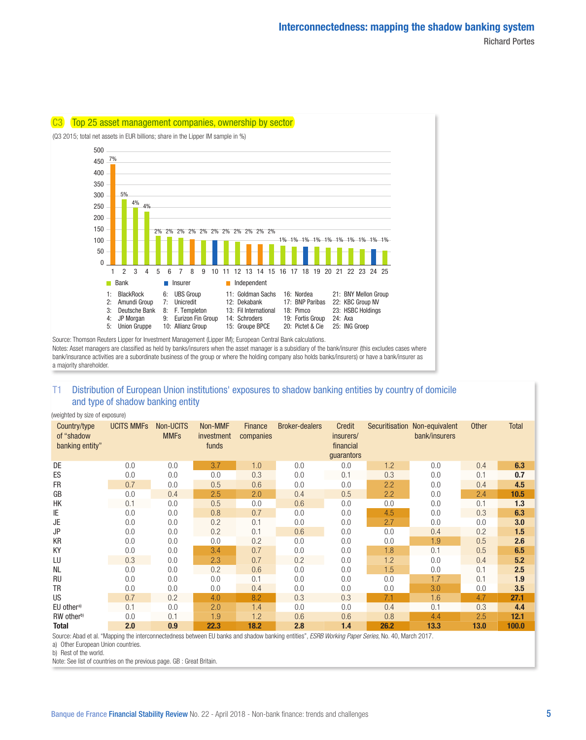## C3 Top 25 asset management companies, ownership by sector

(Q3 2015; total net assets in EUR billions; share in the Lipper IM sample in %)

| Rank | Company | Sector | Share |
|---|---|---|---|
| 1 | BlackRock | Independent | 7% |
| 2 | Amundi Group | Bank | 5% |
| 3 | Deutsche Bank | Bank | 4% |
| 4 | JP Morgan | Bank | 4% |
| 5 | Union Gruppe | Bank | 2% |
| 6 | UBS Group | Bank | 2% |
| 7 | Unicredit | Bank | 2% |
| 8 | F. Templeton | Independent | 2% |
| 9 | Eurizon Fin Group | Bank | 2% |
| 10 | Allianz Group | Insurer | 2% |
| 11 | Goldman Sachs | Bank | 2% |
| 12 | Dekabank | Bank | 2% |
| 13 | Fil International | Independent | 2% |
| 14 | Schroders | Independent | 2% |
| 15 | Groupe BPCE | Bank | 2% |
| 16 | Nordea | Bank | 1% |
| 17 | BNP Paribas | Bank | 1% |
| 18 | Pimco | Insurer | 1% |
| 19 | Fortis Group | Bank | 1% |
| 20 | Pictet & Cie | Bank | 1% |
| 21 | BNY Mellon Group | Bank | 1% |
| 22 | KBC Group NV | Bank | 1% |
| 23 | HSBC Holdings | Bank | 1% |
| 24 | Axa | Insurer | 1% |
| 25 | ING Groep | Bank | 1% |

Source: Thomson Reuters Lipper for Investment Management (Lipper IM); European Central Bank calculations.

Notes: Asset managers are classified as held by banks/insurers when the asset manager is a subsidiary of the bank/insurer (this excludes cases where bank/insurance activities are a subordinate business of the group or where the holding company also holds banks/insurers) or have a bank/insurer as a majority shareholder.

## T1 Distribution of European Union institutions' exposures to shadow banking entities by country of domicile and type of shadow banking entity

(weighted by size of exposure)

| Country/type of "shadow banking entity" | UCITS MMFs | Non-UCITS MMFs | Non-MMF investment funds | Finance companies | Broker-dealers | Credit insurers/ financial guarantors | Securitisation | Non-equivalent bank/insurers | Other | Total |
|---|---|---|---|---|---|---|---|---|---|---|
| DE | 0.0 | 0.0 | 3.7 | 1.0 | 0.0 | 0.0 | 1.2 | 0.0 | 0.4 | **6.3** |
| ES | 0.0 | 0.0 | 0.0 | 0.3 | 0.0 | 0.1 | 0.3 | 0.0 | 0.1 | **0.7** |
| FR | 0.7 | 0.0 | 0.5 | 0.6 | 0.0 | 0.0 | 2.2 | 0.0 | 0.4 | **4.5** |
| GB | 0.0 | 0.4 | 2.5 | 2.0 | 0.4 | 0.5 | 2.2 | 0.0 | 2.4 | **10.5** |
| HK | 0.1 | 0.0 | 0.5 | 0.0 | 0.6 | 0.0 | 0.0 | 0.0 | 0.1 | **1.3** |
| IE | 0.0 | 0.0 | 0.8 | 0.7 | 0.0 | 0.0 | 4.5 | 0.0 | 0.3 | **6.3** |
| JE | 0.0 | 0.0 | 0.2 | 0.1 | 0.0 | 0.0 | 2.7 | 0.0 | 0.0 | **3.0** |
| JP | 0.0 | 0.0 | 0.2 | 0.1 | 0.6 | 0.0 | 0.0 | 0.4 | 0.2 | **1.5** |
| KR | 0.0 | 0.0 | 0.0 | 0.2 | 0.0 | 0.0 | 0.0 | 1.9 | 0.5 | **2.6** |
| KY | 0.0 | 0.0 | 3.4 | 0.7 | 0.0 | 0.0 | 1.8 | 0.1 | 0.5 | **6.5** |
| LU | 0.3 | 0.0 | 2.3 | 0.7 | 0.2 | 0.0 | 1.2 | 0.0 | 0.4 | **5.2** |
| NL | 0.0 | 0.0 | 0.2 | 0.6 | 0.0 | 0.0 | 1.5 | 0.0 | 0.1 | **2.5** |
| RU | 0.0 | 0.0 | 0.0 | 0.1 | 0.0 | 0.0 | 0.0 | 1.7 | 0.1 | **1.9** |
| TR | 0.0 | 0.0 | 0.0 | 0.4 | 0.0 | 0.0 | 0.0 | 3.0 | 0.0 | **3.5** |
| US | 0.7 | 0.2 | 4.0 | 8.2 | 0.3 | 0.3 | 7.1 | 1.6 | 4.7 | **27.1** |
| EU other[a] | 0.1 | 0.0 | 2.0 | 1.4 | 0.0 | 0.0 | 0.4 | 0.1 | 0.3 | **4.4** |
| RW other[b] | 0.0 | 0.1 | 1.9 | 1.2 | 0.6 | 0.6 | 0.8 | 4.4 | 2.5 | **12.1** |
| **Total** | **2.0** | **0.9** | **22.3** | **18.2** | **2.8** | **1.4** | **26.2** | **13.3** | **13.0** | **100.0** |

Source: Abad et al. "Mapping the interconnectedness between EU banks and shadow banking entities", *ESRB Working Paper Series*, No. 40, March 2017.

a) Other European Union countries.

b) Rest of the world.

Note: See list of countries on the previous page. GB : Great Britain.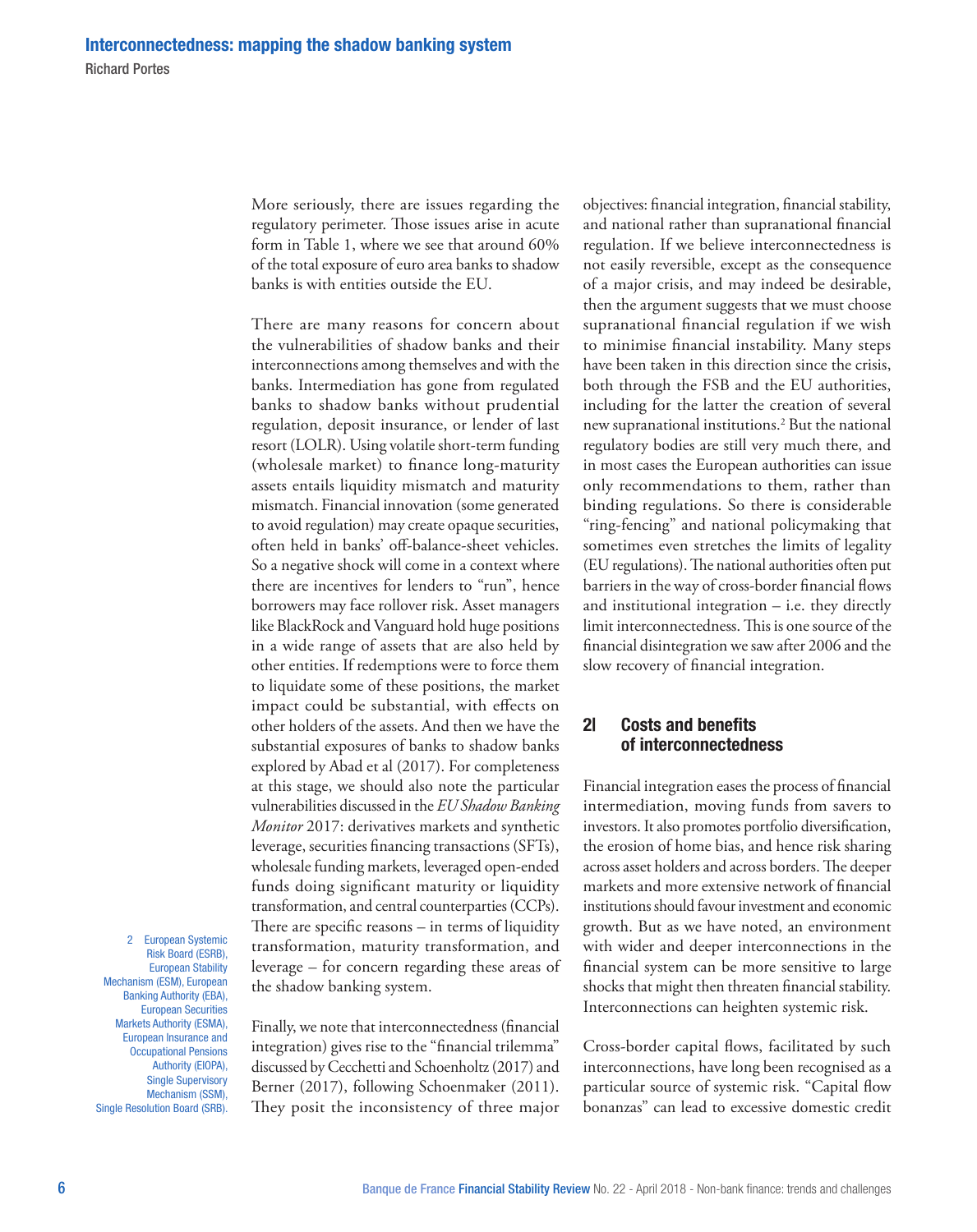More seriously, there are issues regarding the regulatory perimeter. Those issues arise in acute form in Table 1, where we see that around 60% of the total exposure of euro area banks to shadow banks is with entities outside the EU.

There are many reasons for concern about the vulnerabilities of shadow banks and their interconnections among themselves and with the banks. Intermediation has gone from regulated banks to shadow banks without prudential regulation, deposit insurance, or lender of last resort (LOLR). Using volatile short-term funding (wholesale market) to finance long-maturity assets entails liquidity mismatch and maturity mismatch. Financial innovation (some generated to avoid regulation) may create opaque securities, often held in banks' off-balance-sheet vehicles. So a negative shock will come in a context where there are incentives for lenders to "run", hence borrowers may face rollover risk. Asset managers like BlackRock and Vanguard hold huge positions in a wide range of assets that are also held by other entities. If redemptions were to force them to liquidate some of these positions, the market impact could be substantial, with effects on other holders of the assets. And then we have the substantial exposures of banks to shadow banks explored by Abad et al (2017). For completeness at this stage, we should also note the particular vulnerabilities discussed in the *EU Shadow Banking Monitor* 2017: derivatives markets and synthetic leverage, securities financing transactions (SFTs), wholesale funding markets, leveraged open-ended funds doing significant maturity or liquidity transformation, and central counterparties (CCPs). There are specific reasons – in terms of liquidity transformation, maturity transformation, and leverage – for concern regarding these areas of the shadow banking system.

Finally, we note that interconnectedness (financial integration) gives rise to the "financial trilemma" discussed by Cecchetti and Schoenholtz (2017) and Berner (2017), following Schoenmaker (2011). They posit the inconsistency of three major objectives: financial integration, financial stability, and national rather than supranational financial regulation. If we believe interconnectedness is not easily reversible, except as the consequence of a major crisis, and may indeed be desirable, then the argument suggests that we must choose supranational financial regulation if we wish to minimise financial instability. Many steps have been taken in this direction since the crisis, both through the FSB and the EU authorities, including for the latter the creation of several new supranational institutions.[2] But the national regulatory bodies are still very much there, and in most cases the European authorities can issue only recommendations to them, rather than binding regulations. So there is considerable "ring-fencing" and national policymaking that sometimes even stretches the limits of legality (EU regulations). The national authorities often put barriers in the way of cross-border financial flows and institutional integration – i.e. they directly limit interconnectedness. This is one source of the financial disintegration we saw after 2006 and the slow recovery of financial integration.

## 2| Costs and benefits of interconnectedness

Financial integration eases the process of financial intermediation, moving funds from savers to investors. It also promotes portfolio diversification, the erosion of home bias, and hence risk sharing across asset holders and across borders. The deeper markets and more extensive network of financial institutions should favour investment and economic growth. But as we have noted, an environment with wider and deeper interconnections in the financial system can be more sensitive to large shocks that might then threaten financial stability. Interconnections can heighten systemic risk.

Cross-border capital flows, facilitated by such interconnections, have long been recognised as a particular source of systemic risk. "Capital flow bonanzas" can lead to excessive domestic credit

2 European Systemic Risk Board (ESRB), European Stability Mechanism (ESM), European Banking Authority (EBA), European Securities Markets Authority (ESMA), European Insurance and Occupational Pensions Authority (EIOPA), Single Supervisory Mechanism (SSM), Single Resolution Board (SRB).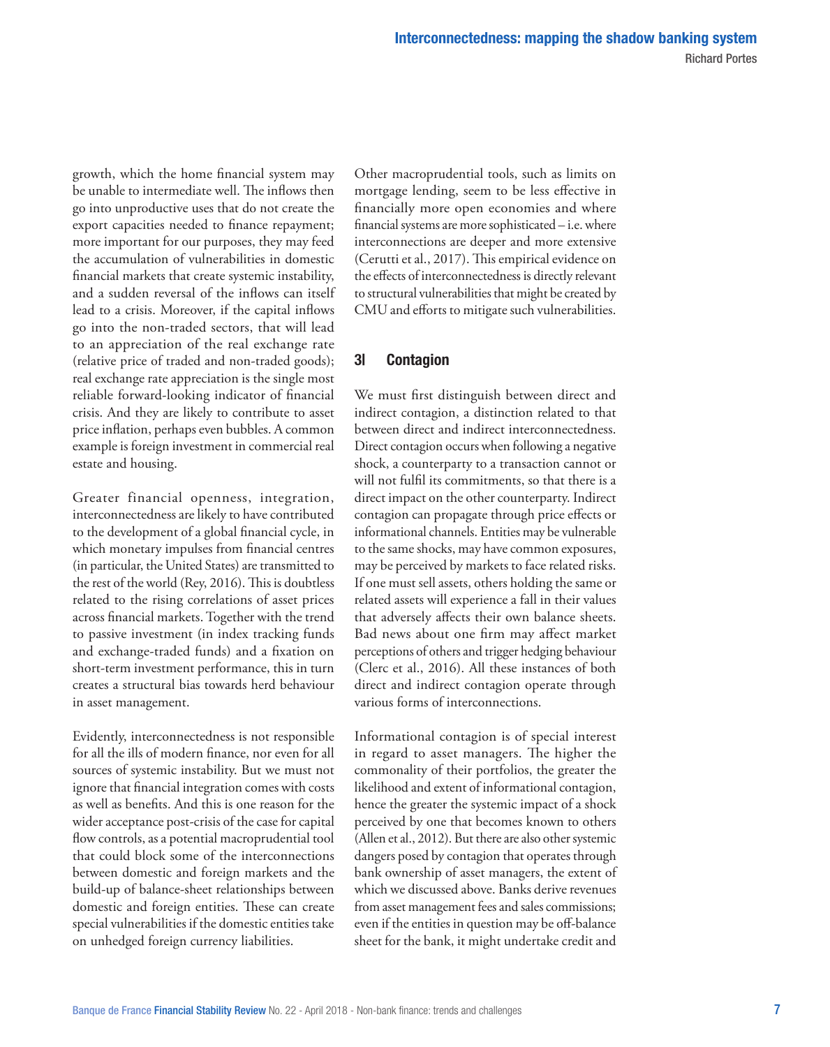growth, which the home financial system may be unable to intermediate well. The inflows then go into unproductive uses that do not create the export capacities needed to finance repayment; more important for our purposes, they may feed the accumulation of vulnerabilities in domestic financial markets that create systemic instability, and a sudden reversal of the inflows can itself lead to a crisis. Moreover, if the capital inflows go into the non-traded sectors, that will lead to an appreciation of the real exchange rate (relative price of traded and non-traded goods); real exchange rate appreciation is the single most reliable forward-looking indicator of financial crisis. And they are likely to contribute to asset price inflation, perhaps even bubbles. A common example is foreign investment in commercial real estate and housing.

Greater financial openness, integration, interconnectedness are likely to have contributed to the development of a global financial cycle, in which monetary impulses from financial centres (in particular, the United States) are transmitted to the rest of the world (Rey, 2016). This is doubtless related to the rising correlations of asset prices across financial markets. Together with the trend to passive investment (in index tracking funds and exchange-traded funds) and a fixation on short-term investment performance, this in turn creates a structural bias towards herd behaviour in asset management.

Evidently, interconnectedness is not responsible for all the ills of modern finance, nor even for all sources of systemic instability. But we must not ignore that financial integration comes with costs as well as benefits. And this is one reason for the wider acceptance post-crisis of the case for capital flow controls, as a potential macroprudential tool that could block some of the interconnections between domestic and foreign markets and the build-up of balance-sheet relationships between domestic and foreign entities. These can create special vulnerabilities if the domestic entities take on unhedged foreign currency liabilities.

Other macroprudential tools, such as limits on mortgage lending, seem to be less effective in financially more open economies and where financial systems are more sophisticated – i.e. where interconnections are deeper and more extensive (Cerutti et al., 2017). This empirical evidence on the effects of interconnectedness is directly relevant to structural vulnerabilities that might be created by CMU and efforts to mitigate such vulnerabilities.

## 3| Contagion

We must first distinguish between direct and indirect contagion, a distinction related to that between direct and indirect interconnectedness. Direct contagion occurs when following a negative shock, a counterparty to a transaction cannot or will not fulfil its commitments, so that there is a direct impact on the other counterparty. Indirect contagion can propagate through price effects or informational channels. Entities may be vulnerable to the same shocks, may have common exposures, may be perceived by markets to face related risks. If one must sell assets, others holding the same or related assets will experience a fall in their values that adversely affects their own balance sheets. Bad news about one firm may affect market perceptions of others and trigger hedging behaviour (Clerc et al., 2016). All these instances of both direct and indirect contagion operate through various forms of interconnections.

Informational contagion is of special interest in regard to asset managers. The higher the commonality of their portfolios, the greater the likelihood and extent of informational contagion, hence the greater the systemic impact of a shock perceived by one that becomes known to others (Allen et al., 2012). But there are also other systemic dangers posed by contagion that operates through bank ownership of asset managers, the extent of which we discussed above. Banks derive revenues from asset management fees and sales commissions; even if the entities in question may be off-balance sheet for the bank, it might undertake credit and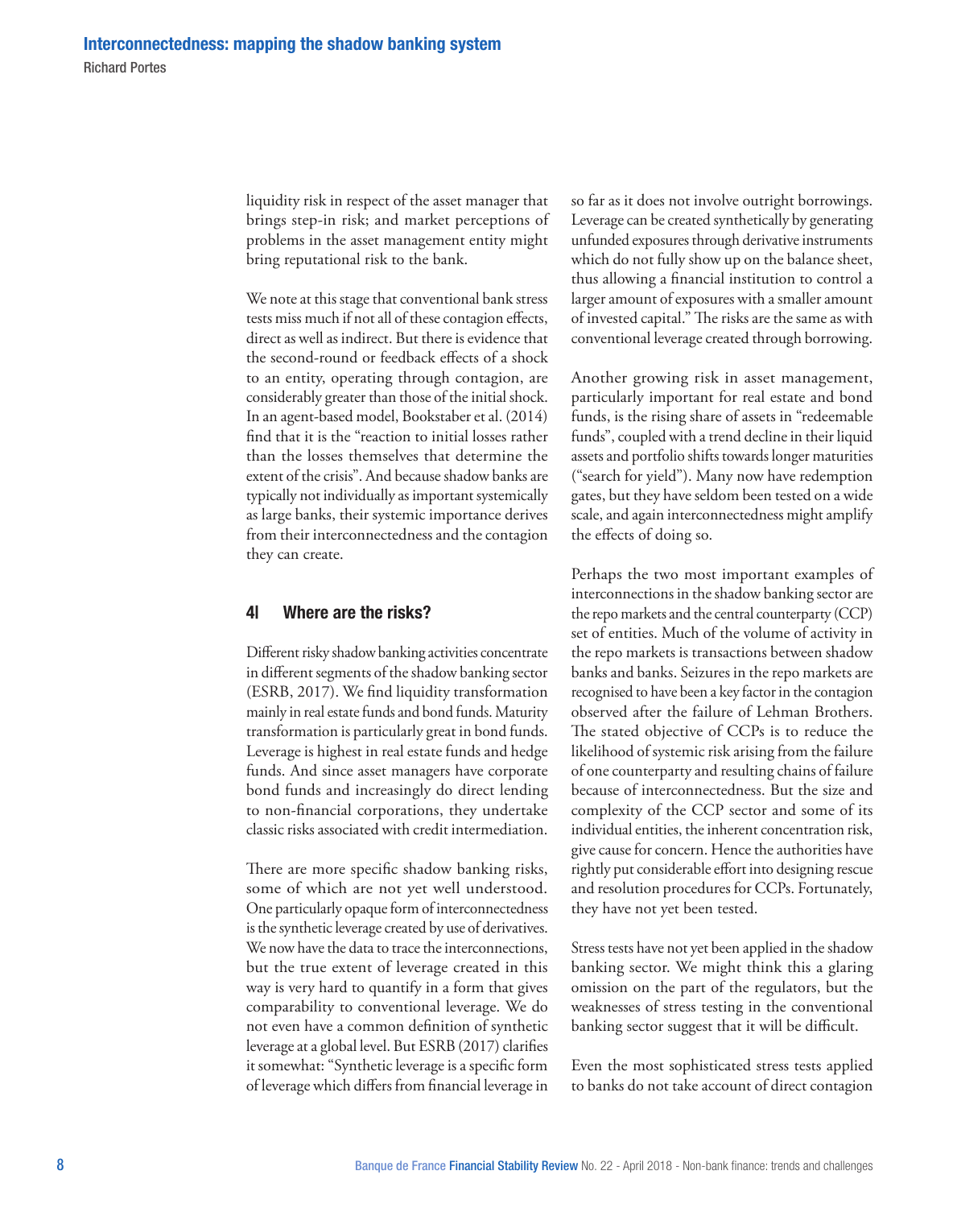liquidity risk in respect of the asset manager that brings step-in risk; and market perceptions of problems in the asset management entity might bring reputational risk to the bank.

We note at this stage that conventional bank stress tests miss much if not all of these contagion effects, direct as well as indirect. But there is evidence that the second-round or feedback effects of a shock to an entity, operating through contagion, are considerably greater than those of the initial shock. In an agent-based model, Bookstaber et al. (2014) find that it is the "reaction to initial losses rather than the losses themselves that determine the extent of the crisis". And because shadow banks are typically not individually as important systemically as large banks, their systemic importance derives from their interconnectedness and the contagion they can create.

## 4| Where are the risks?

Different risky shadow banking activities concentrate in different segments of the shadow banking sector (ESRB, 2017). We find liquidity transformation mainly in real estate funds and bond funds. Maturity transformation is particularly great in bond funds. Leverage is highest in real estate funds and hedge funds. And since asset managers have corporate bond funds and increasingly do direct lending to non-financial corporations, they undertake classic risks associated with credit intermediation.

There are more specific shadow banking risks, some of which are not yet well understood. One particularly opaque form of interconnectedness is the synthetic leverage created by use of derivatives. We now have the data to trace the interconnections, but the true extent of leverage created in this way is very hard to quantify in a form that gives comparability to conventional leverage. We do not even have a common definition of synthetic leverage at a global level. But ESRB (2017) clarifies it somewhat: "Synthetic leverage is a specific form of leverage which differs from financial leverage in so far as it does not involve outright borrowings. Leverage can be created synthetically by generating unfunded exposures through derivative instruments which do not fully show up on the balance sheet, thus allowing a financial institution to control a larger amount of exposures with a smaller amount of invested capital." The risks are the same as with conventional leverage created through borrowing.

Another growing risk in asset management, particularly important for real estate and bond funds, is the rising share of assets in "redeemable funds", coupled with a trend decline in their liquid assets and portfolio shifts towards longer maturities ("search for yield"). Many now have redemption gates, but they have seldom been tested on a wide scale, and again interconnectedness might amplify the effects of doing so.

Perhaps the two most important examples of interconnections in the shadow banking sector are the repo markets and the central counterparty (CCP) set of entities. Much of the volume of activity in the repo markets is transactions between shadow banks and banks. Seizures in the repo markets are recognised to have been a key factor in the contagion observed after the failure of Lehman Brothers. The stated objective of CCPs is to reduce the likelihood of systemic risk arising from the failure of one counterparty and resulting chains of failure because of interconnectedness. But the size and complexity of the CCP sector and some of its individual entities, the inherent concentration risk, give cause for concern. Hence the authorities have rightly put considerable effort into designing rescue and resolution procedures for CCPs. Fortunately, they have not yet been tested.

Stress tests have not yet been applied in the shadow banking sector. We might think this a glaring omission on the part of the regulators, but the weaknesses of stress testing in the conventional banking sector suggest that it will be difficult.

Even the most sophisticated stress tests applied to banks do not take account of direct contagion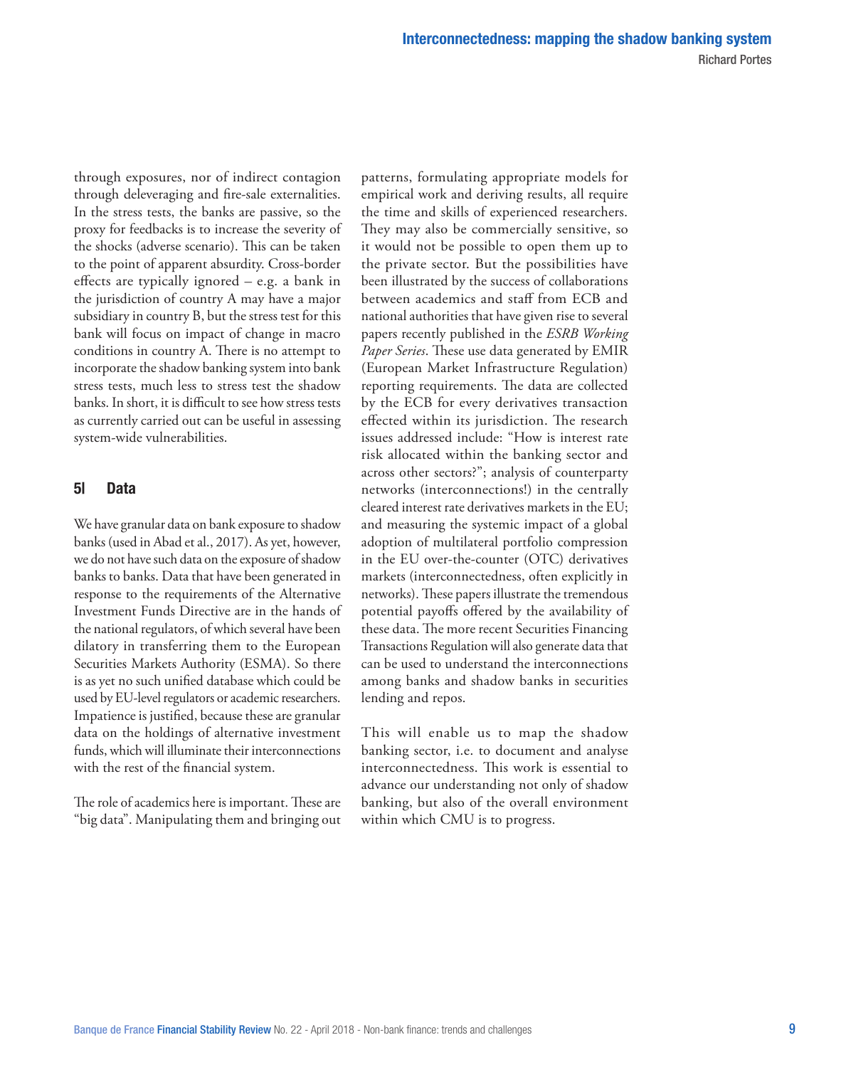through exposures, nor of indirect contagion through deleveraging and fire-sale externalities. In the stress tests, the banks are passive, so the proxy for feedbacks is to increase the severity of the shocks (adverse scenario). This can be taken to the point of apparent absurdity. Cross-border effects are typically ignored – e.g. a bank in the jurisdiction of country A may have a major subsidiary in country B, but the stress test for this bank will focus on impact of change in macro conditions in country A. There is no attempt to incorporate the shadow banking system into bank stress tests, much less to stress test the shadow banks. In short, it is difficult to see how stress tests as currently carried out can be useful in assessing system-wide vulnerabilities.

## 5| Data

We have granular data on bank exposure to shadow banks (used in Abad et al., 2017). As yet, however, we do not have such data on the exposure of shadow banks to banks. Data that have been generated in response to the requirements of the Alternative Investment Funds Directive are in the hands of the national regulators, of which several have been dilatory in transferring them to the European Securities Markets Authority (ESMA). So there is as yet no such unified database which could be used by EU-level regulators or academic researchers. Impatience is justified, because these are granular data on the holdings of alternative investment funds, which will illuminate their interconnections with the rest of the financial system.

The role of academics here is important. These are "big data". Manipulating them and bringing out patterns, formulating appropriate models for empirical work and deriving results, all require the time and skills of experienced researchers. They may also be commercially sensitive, so it would not be possible to open them up to the private sector. But the possibilities have been illustrated by the success of collaborations between academics and staff from ECB and national authorities that have given rise to several papers recently published in the *ESRB Working Paper Series*. These use data generated by EMIR (European Market Infrastructure Regulation) reporting requirements. The data are collected by the ECB for every derivatives transaction effected within its jurisdiction. The research issues addressed include: "How is interest rate risk allocated within the banking sector and across other sectors?"; analysis of counterparty networks (interconnections!) in the centrally cleared interest rate derivatives markets in the EU; and measuring the systemic impact of a global adoption of multilateral portfolio compression in the EU over-the-counter (OTC) derivatives markets (interconnectedness, often explicitly in networks). These papers illustrate the tremendous potential payoffs offered by the availability of these data. The more recent Securities Financing Transactions Regulation will also generate data that can be used to understand the interconnections among banks and shadow banks in securities lending and repos.

This will enable us to map the shadow banking sector, i.e. to document and analyse interconnectedness. This work is essential to advance our understanding not only of shadow banking, but also of the overall environment within which CMU is to progress.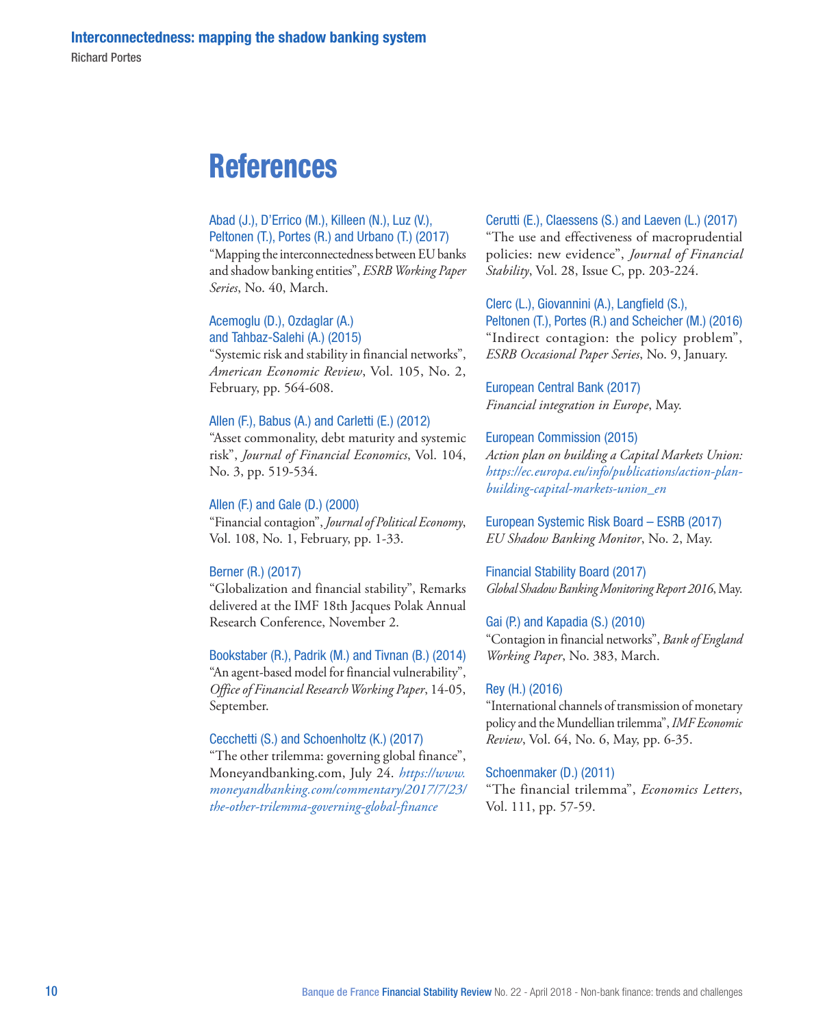# References

Abad (J.), D'Errico (M.), Killeen (N.), Luz (V.), Peltonen (T.), Portes (R.) and Urbano (T.) (2017)
"Mapping the interconnectedness between EU banks and shadow banking entities", *ESRB Working Paper Series*, No. 40, March.

Acemoglu (D.), Ozdaglar (A.) and Tahbaz-Salehi (A.) (2015)
"Systemic risk and stability in financial networks", *American Economic Review*, Vol. 105, No. 2, February, pp. 564-608.

Allen (F.), Babus (A.) and Carletti (E.) (2012)
"Asset commonality, debt maturity and systemic risk", *Journal of Financial Economics*, Vol. 104, No. 3, pp. 519-534.

Allen (F.) and Gale (D.) (2000)
"Financial contagion", *Journal of Political Economy*, Vol. 108, No. 1, February, pp. 1-33.

Berner (R.) (2017)
"Globalization and financial stability", Remarks delivered at the IMF 18th Jacques Polak Annual Research Conference, November 2.

Bookstaber (R.), Padrik (M.) and Tivnan (B.) (2014)
"An agent-based model for financial vulnerability", *Office of Financial Research Working Paper*, 14-05, September.

Cecchetti (S.) and Schoenholtz (K.) (2017)
"The other trilemma: governing global finance", Moneyandbanking.com, July 24. *https://www.moneyandbanking.com/commentary/2017/7/23/the-other-trilemma-governing-global-finance*

Cerutti (E.), Claessens (S.) and Laeven (L.) (2017)
"The use and effectiveness of macroprudential policies: new evidence", *Journal of Financial Stability*, Vol. 28, Issue C, pp. 203-224.

Clerc (L.), Giovannini (A.), Langfield (S.), Peltonen (T.), Portes (R.) and Scheicher (M.) (2016)
"Indirect contagion: the policy problem", *ESRB Occasional Paper Series*, No. 9, January.

European Central Bank (2017)
*Financial integration in Europe*, May.

European Commission (2015)
*Action plan on building a Capital Markets Union: https://ec.europa.eu/info/publications/action-plan-building-capital-markets-union_en*

European Systemic Risk Board – ESRB (2017)
*EU Shadow Banking Monitor*, No. 2, May.

Financial Stability Board (2017)
*Global Shadow Banking Monitoring Report 2016*, May.

Gai (P.) and Kapadia (S.) (2010)
"Contagion in financial networks", *Bank of England Working Paper*, No. 383, March.

Rey (H.) (2016)
"International channels of transmission of monetary policy and the Mundellian trilemma", *IMF Economic Review*, Vol. 64, No. 6, May, pp. 6-35.

Schoenmaker (D.) (2011)
"The financial trilemma", *Economics Letters*, Vol. 111, pp. 57-59.